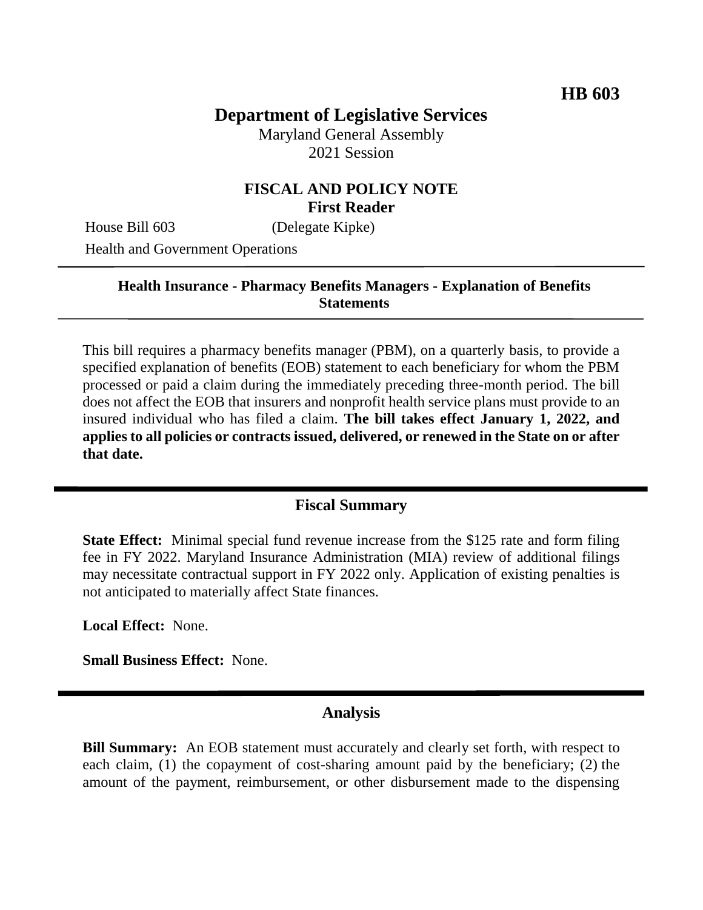**HB 603**

# Department of Legislative Services

Maryland General Assembly
2021 Session

## FISCAL AND POLICY NOTE
**First Reader**

House Bill 603 (Delegate Kipke)

Health and Government Operations

---

**Health Insurance - Pharmacy Benefits Managers - Explanation of Benefits Statements**

---

This bill requires a pharmacy benefits manager (PBM), on a quarterly basis, to provide a specified explanation of benefits (EOB) statement to each beneficiary for whom the PBM processed or paid a claim during the immediately preceding three-month period. The bill does not affect the EOB that insurers and nonprofit health service plans must provide to an insured individual who has filed a claim. **The bill takes effect January 1, 2022, and applies to all policies or contracts issued, delivered, or renewed in the State on or after that date.**

---

## Fiscal Summary

**State Effect:** Minimal special fund revenue increase from the $125 rate and form filing fee in FY 2022. Maryland Insurance Administration (MIA) review of additional filings may necessitate contractual support in FY 2022 only. Application of existing penalties is not anticipated to materially affect State finances.

**Local Effect:** None.

**Small Business Effect:** None.

---

## Analysis

**Bill Summary:** An EOB statement must accurately and clearly set forth, with respect to each claim, (1) the copayment of cost-sharing amount paid by the beneficiary; (2) the amount of the payment, reimbursement, or other disbursement made to the dispensing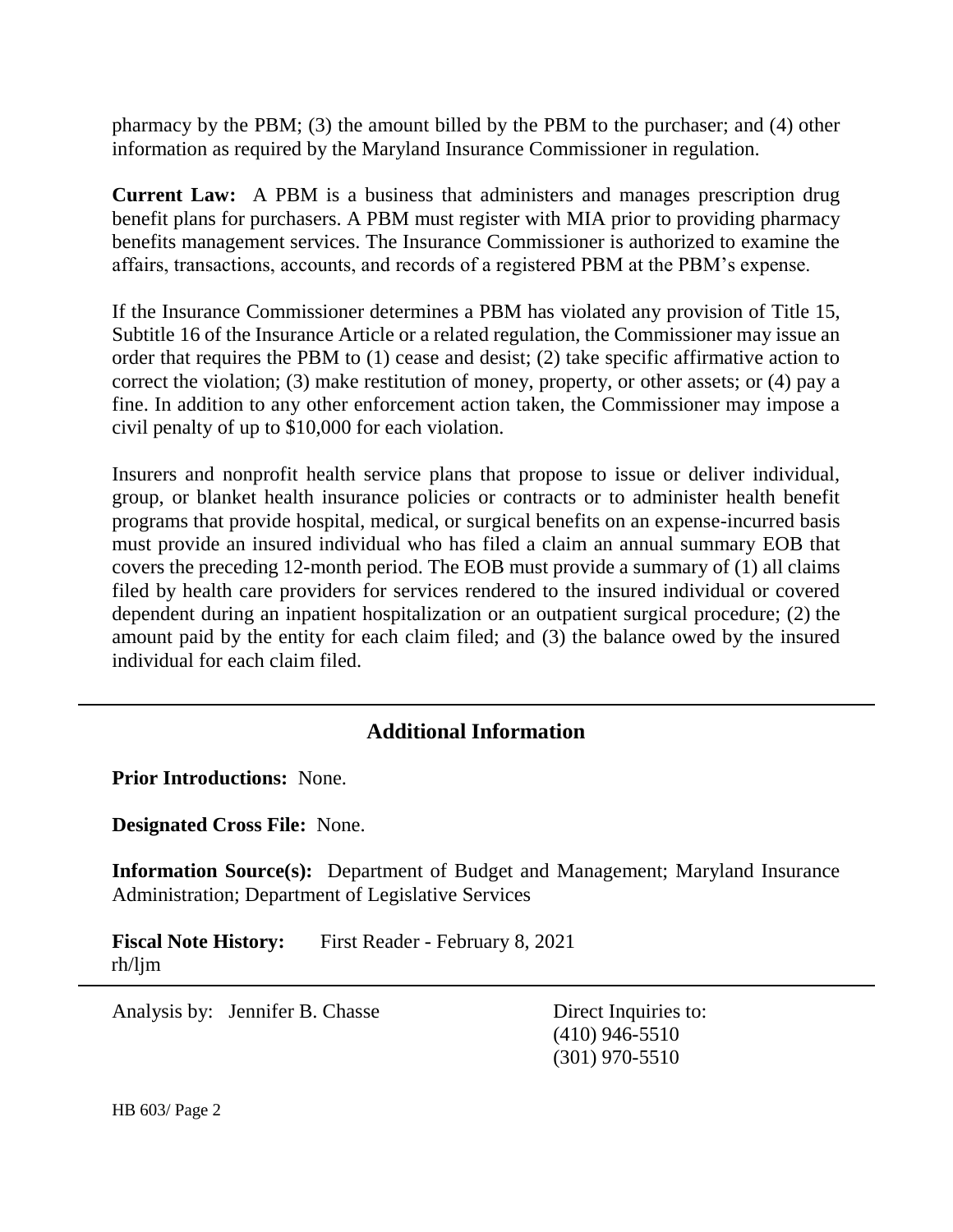pharmacy by the PBM; (3) the amount billed by the PBM to the purchaser; and (4) other information as required by the Maryland Insurance Commissioner in regulation.

**Current Law:** A PBM is a business that administers and manages prescription drug benefit plans for purchasers. A PBM must register with MIA prior to providing pharmacy benefits management services. The Insurance Commissioner is authorized to examine the affairs, transactions, accounts, and records of a registered PBM at the PBM's expense.

If the Insurance Commissioner determines a PBM has violated any provision of Title 15, Subtitle 16 of the Insurance Article or a related regulation, the Commissioner may issue an order that requires the PBM to (1) cease and desist; (2) take specific affirmative action to correct the violation; (3) make restitution of money, property, or other assets; or (4) pay a fine. In addition to any other enforcement action taken, the Commissioner may impose a civil penalty of up to $10,000 for each violation.

Insurers and nonprofit health service plans that propose to issue or deliver individual, group, or blanket health insurance policies or contracts or to administer health benefit programs that provide hospital, medical, or surgical benefits on an expense-incurred basis must provide an insured individual who has filed a claim an annual summary EOB that covers the preceding 12-month period. The EOB must provide a summary of (1) all claims filed by health care providers for services rendered to the insured individual or covered dependent during an inpatient hospitalization or an outpatient surgical procedure; (2) the amount paid by the entity for each claim filed; and (3) the balance owed by the insured individual for each claim filed.

## Additional Information

**Prior Introductions:** None.

**Designated Cross File:** None.

**Information Source(s):** Department of Budget and Management; Maryland Insurance Administration; Department of Legislative Services

**Fiscal Note History:** First Reader - February 8, 2021
rh/ljm

Analysis by: Jennifer B. Chasse

Direct Inquiries to:
(410) 946-5510
(301) 970-5510